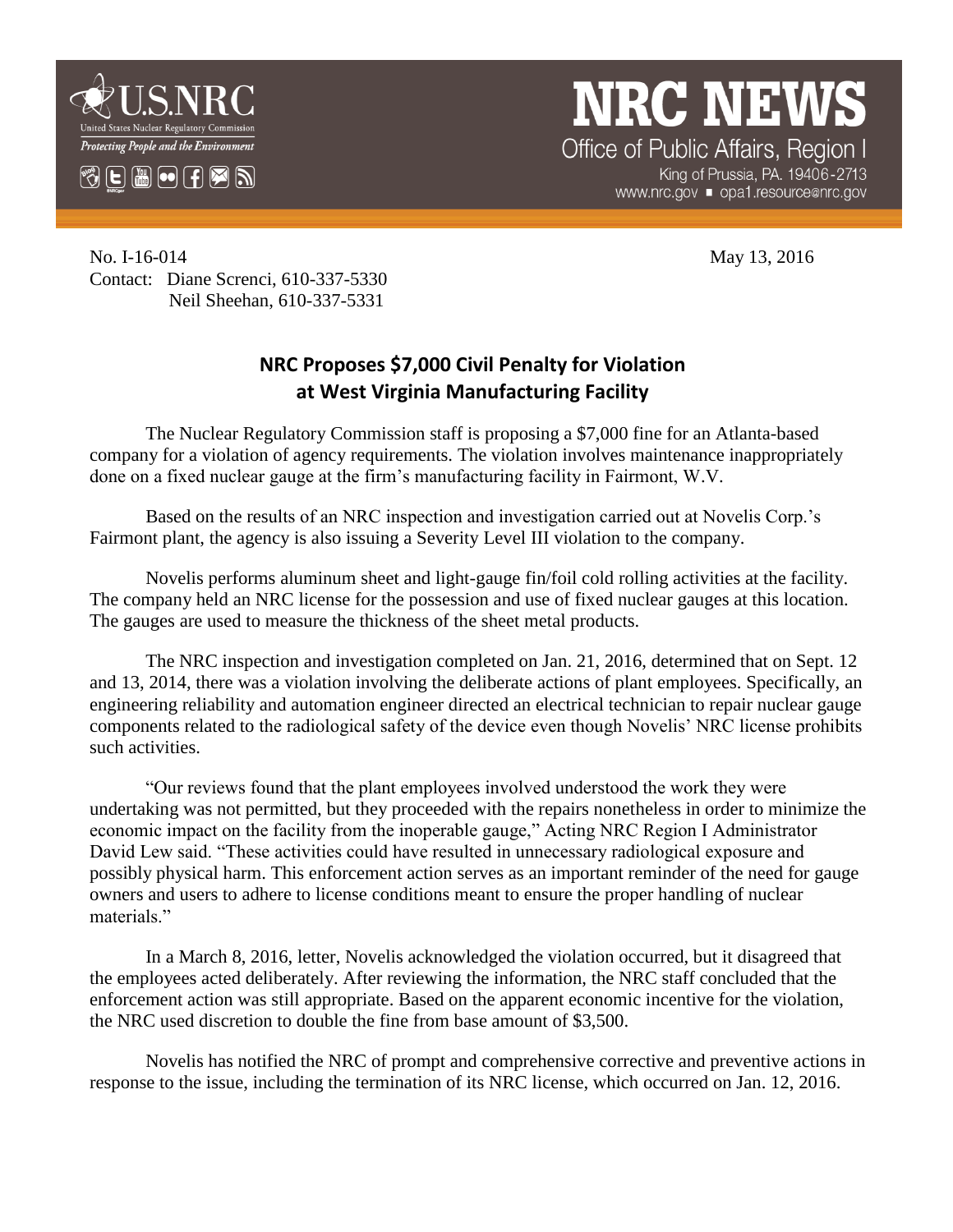U.S.NRC
United States Nuclear Regulatory Commission
*Protecting People and the Environment*

# NRC NEWS

Office of Public Affairs, Region I
King of Prussia, PA. 19406-2713
www.nrc.gov ■ opa1.resource@nrc.gov

No. I-16-014 May 13, 2016

Contact: Diane Screnci, 610-337-5330
Neil Sheehan, 610-337-5331

## NRC Proposes $7,000 Civil Penalty for Violation at West Virginia Manufacturing Facility

The Nuclear Regulatory Commission staff is proposing a $7,000 fine for an Atlanta-based company for a violation of agency requirements. The violation involves maintenance inappropriately done on a fixed nuclear gauge at the firm's manufacturing facility in Fairmont, W.V.

Based on the results of an NRC inspection and investigation carried out at Novelis Corp.'s Fairmont plant, the agency is also issuing a Severity Level III violation to the company.

Novelis performs aluminum sheet and light-gauge fin/foil cold rolling activities at the facility. The company held an NRC license for the possession and use of fixed nuclear gauges at this location. The gauges are used to measure the thickness of the sheet metal products.

The NRC inspection and investigation completed on Jan. 21, 2016, determined that on Sept. 12 and 13, 2014, there was a violation involving the deliberate actions of plant employees. Specifically, an engineering reliability and automation engineer directed an electrical technician to repair nuclear gauge components related to the radiological safety of the device even though Novelis' NRC license prohibits such activities.

"Our reviews found that the plant employees involved understood the work they were undertaking was not permitted, but they proceeded with the repairs nonetheless in order to minimize the economic impact on the facility from the inoperable gauge," Acting NRC Region I Administrator David Lew said. "These activities could have resulted in unnecessary radiological exposure and possibly physical harm. This enforcement action serves as an important reminder of the need for gauge owners and users to adhere to license conditions meant to ensure the proper handling of nuclear materials."

In a March 8, 2016, letter, Novelis acknowledged the violation occurred, but it disagreed that the employees acted deliberately. After reviewing the information, the NRC staff concluded that the enforcement action was still appropriate. Based on the apparent economic incentive for the violation, the NRC used discretion to double the fine from base amount of $3,500.

Novelis has notified the NRC of prompt and comprehensive corrective and preventive actions in response to the issue, including the termination of its NRC license, which occurred on Jan. 12, 2016.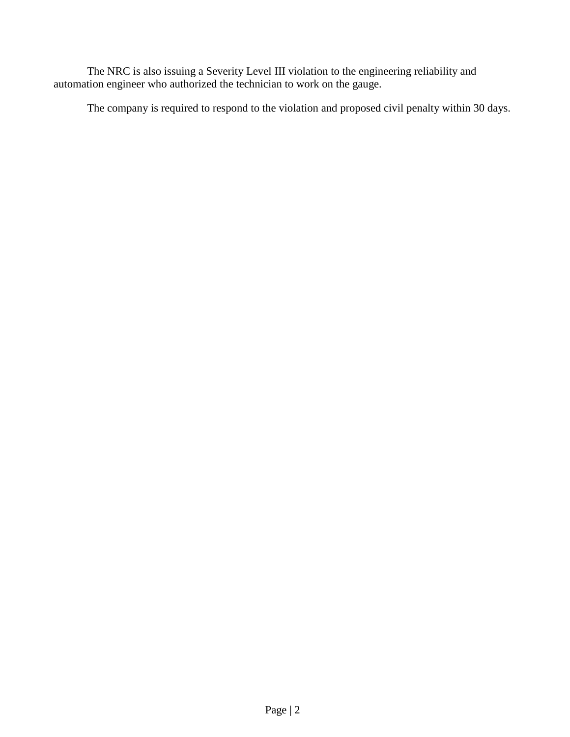The NRC is also issuing a Severity Level III violation to the engineering reliability and automation engineer who authorized the technician to work on the gauge.

The company is required to respond to the violation and proposed civil penalty within 30 days.